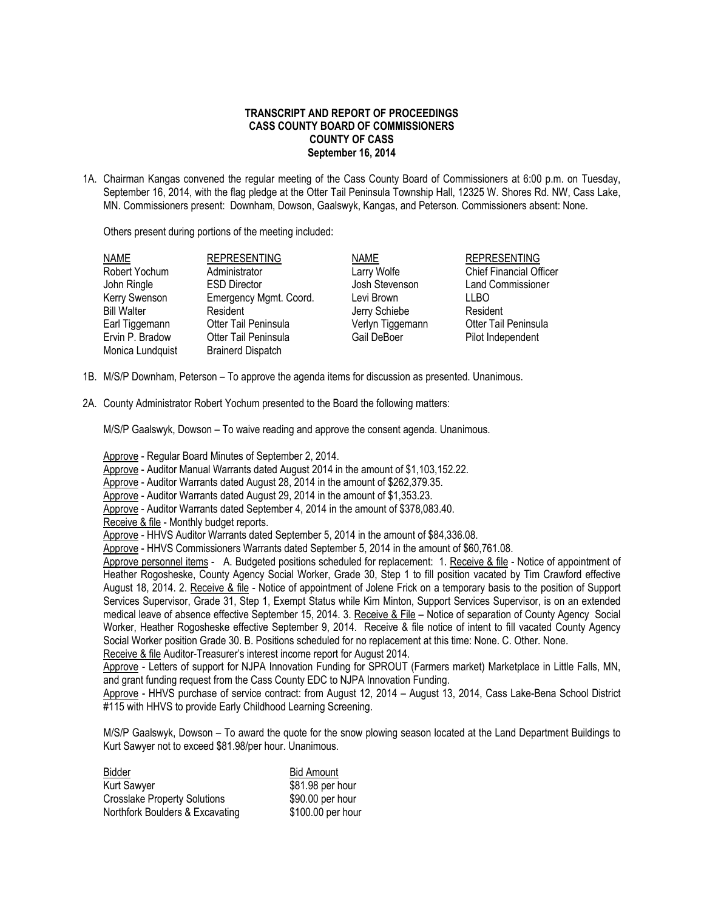**TRANSCRIPT AND REPORT OF PROCEEDINGS**
**CASS COUNTY BOARD OF COMMISSIONERS**
**COUNTY OF CASS**
**September 16, 2014**

1A. Chairman Kangas convened the regular meeting of the Cass County Board of Commissioners at 6:00 p.m. on Tuesday, September 16, 2014, with the flag pledge at the Otter Tail Peninsula Township Hall, 12325 W. Shores Rd. NW, Cass Lake, MN. Commissioners present: Downham, Dowson, Gaalswyk, Kangas, and Peterson. Commissioners absent: None.

Others present during portions of the meeting included:

| NAME | REPRESENTING | NAME | REPRESENTING |
|---|---|---|---|
| Robert Yochum | Administrator | Larry Wolfe | Chief Financial Officer |
| John Ringle | ESD Director | Josh Stevenson | Land Commissioner |
| Kerry Swenson | Emergency Mgmt. Coord. | Levi Brown | LLBO |
| Bill Walter | Resident | Jerry Schiebe | Resident |
| Earl Tiggemann | Otter Tail Peninsula | Verlyn Tiggemann | Otter Tail Peninsula |
| Ervin P. Bradow | Otter Tail Peninsula | Gail DeBoer | Pilot Independent |
| Monica Lundquist | Brainerd Dispatch | | |

1B. M/S/P Downham, Peterson – To approve the agenda items for discussion as presented. Unanimous.

2A. County Administrator Robert Yochum presented to the Board the following matters:

M/S/P Gaalswyk, Dowson – To waive reading and approve the consent agenda. Unanimous.

Approve - Regular Board Minutes of September 2, 2014.
Approve - Auditor Manual Warrants dated August 2014 in the amount of $1,103,152.22.
Approve - Auditor Warrants dated August 28, 2014 in the amount of $262,379.35.
Approve - Auditor Warrants dated August 29, 2014 in the amount of $1,353.23.
Approve - Auditor Warrants dated September 4, 2014 in the amount of $378,083.40.
Receive & file - Monthly budget reports.
Approve - HHVS Auditor Warrants dated September 5, 2014 in the amount of $84,336.08.
Approve - HHVS Commissioners Warrants dated September 5, 2014 in the amount of $60,761.08.
Approve personnel items - A. Budgeted positions scheduled for replacement: 1. Receive & file - Notice of appointment of Heather Rogosheske, County Agency Social Worker, Grade 30, Step 1 to fill position vacated by Tim Crawford effective August 18, 2014. 2. Receive & file - Notice of appointment of Jolene Frick on a temporary basis to the position of Support Services Supervisor, Grade 31, Step 1, Exempt Status while Kim Minton, Support Services Supervisor, is on an extended medical leave of absence effective September 15, 2014. 3. Receive & File – Notice of separation of County Agency Social Worker, Heather Rogosheske effective September 9, 2014. Receive & file notice of intent to fill vacated County Agency Social Worker position Grade 30. B. Positions scheduled for no replacement at this time: None. C. Other. None.
Receive & file Auditor-Treasurer's interest income report for August 2014.
Approve - Letters of support for NJPA Innovation Funding for SPROUT (Farmers market) Marketplace in Little Falls, MN, and grant funding request from the Cass County EDC to NJPA Innovation Funding.
Approve - HHVS purchase of service contract: from August 12, 2014 – August 13, 2014, Cass Lake-Bena School District #115 with HHVS to provide Early Childhood Learning Screening.

M/S/P Gaalswyk, Dowson – To award the quote for the snow plowing season located at the Land Department Buildings to Kurt Sawyer not to exceed $81.98/per hour. Unanimous.

| Bidder | Bid Amount |
|---|---|
| Kurt Sawyer | $81.98 per hour |
| Crosslake Property Solutions | $90.00 per hour |
| Northfork Boulders & Excavating | $100.00 per hour |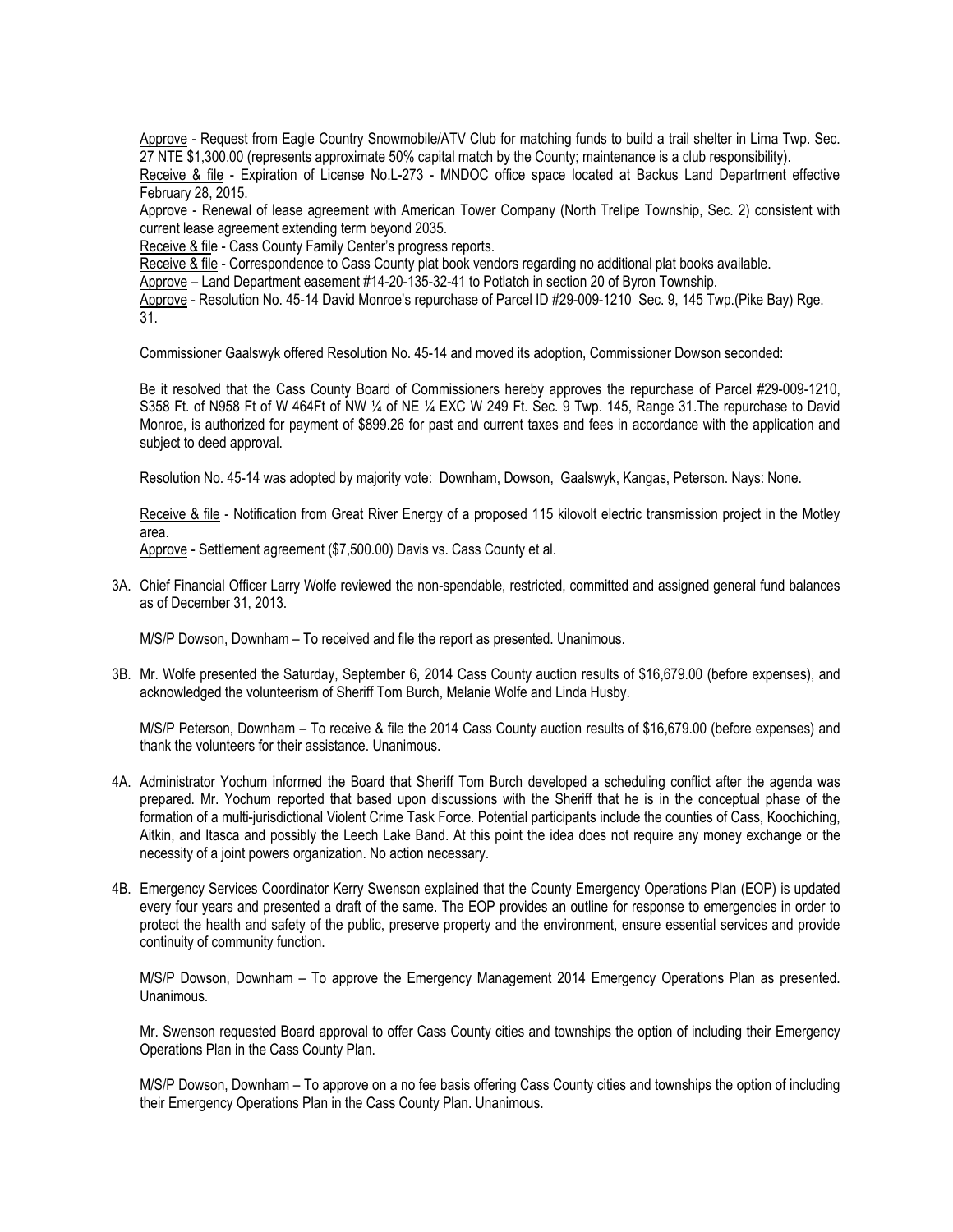Approve - Request from Eagle Country Snowmobile/ATV Club for matching funds to build a trail shelter in Lima Twp. Sec. 27 NTE $1,300.00 (represents approximate 50% capital match by the County; maintenance is a club responsibility).

Receive & file - Expiration of License No.L-273 - MNDOC office space located at Backus Land Department effective February 28, 2015.

Approve - Renewal of lease agreement with American Tower Company (North Trelipe Township, Sec. 2) consistent with current lease agreement extending term beyond 2035.

Receive & file - Cass County Family Center's progress reports.

Receive & file - Correspondence to Cass County plat book vendors regarding no additional plat books available.

Approve – Land Department easement #14-20-135-32-41 to Potlatch in section 20 of Byron Township.

Approve - Resolution No. 45-14 David Monroe's repurchase of Parcel ID #29-009-1210 Sec. 9, 145 Twp.(Pike Bay) Rge. 31.

Commissioner Gaalswyk offered Resolution No. 45-14 and moved its adoption, Commissioner Dowson seconded:

Be it resolved that the Cass County Board of Commissioners hereby approves the repurchase of Parcel #29-009-1210, S358 Ft. of N958 Ft of W 464Ft of NW ¼ of NE ¼ EXC W 249 Ft. Sec. 9 Twp. 145, Range 31.The repurchase to David Monroe, is authorized for payment of $899.26 for past and current taxes and fees in accordance with the application and subject to deed approval.

Resolution No. 45-14 was adopted by majority vote: Downham, Dowson, Gaalswyk, Kangas, Peterson. Nays: None.

Receive & file - Notification from Great River Energy of a proposed 115 kilovolt electric transmission project in the Motley area.

Approve - Settlement agreement ($7,500.00) Davis vs. Cass County et al.

3A. Chief Financial Officer Larry Wolfe reviewed the non-spendable, restricted, committed and assigned general fund balances as of December 31, 2013.

M/S/P Dowson, Downham – To received and file the report as presented. Unanimous.

3B. Mr. Wolfe presented the Saturday, September 6, 2014 Cass County auction results of $16,679.00 (before expenses), and acknowledged the volunteerism of Sheriff Tom Burch, Melanie Wolfe and Linda Husby.

M/S/P Peterson, Downham – To receive & file the 2014 Cass County auction results of $16,679.00 (before expenses) and thank the volunteers for their assistance. Unanimous.

4A. Administrator Yochum informed the Board that Sheriff Tom Burch developed a scheduling conflict after the agenda was prepared. Mr. Yochum reported that based upon discussions with the Sheriff that he is in the conceptual phase of the formation of a multi-jurisdictional Violent Crime Task Force. Potential participants include the counties of Cass, Koochiching, Aitkin, and Itasca and possibly the Leech Lake Band. At this point the idea does not require any money exchange or the necessity of a joint powers organization. No action necessary.

4B. Emergency Services Coordinator Kerry Swenson explained that the County Emergency Operations Plan (EOP) is updated every four years and presented a draft of the same. The EOP provides an outline for response to emergencies in order to protect the health and safety of the public, preserve property and the environment, ensure essential services and provide continuity of community function.

M/S/P Dowson, Downham – To approve the Emergency Management 2014 Emergency Operations Plan as presented. Unanimous.

Mr. Swenson requested Board approval to offer Cass County cities and townships the option of including their Emergency Operations Plan in the Cass County Plan.

M/S/P Dowson, Downham – To approve on a no fee basis offering Cass County cities and townships the option of including their Emergency Operations Plan in the Cass County Plan. Unanimous.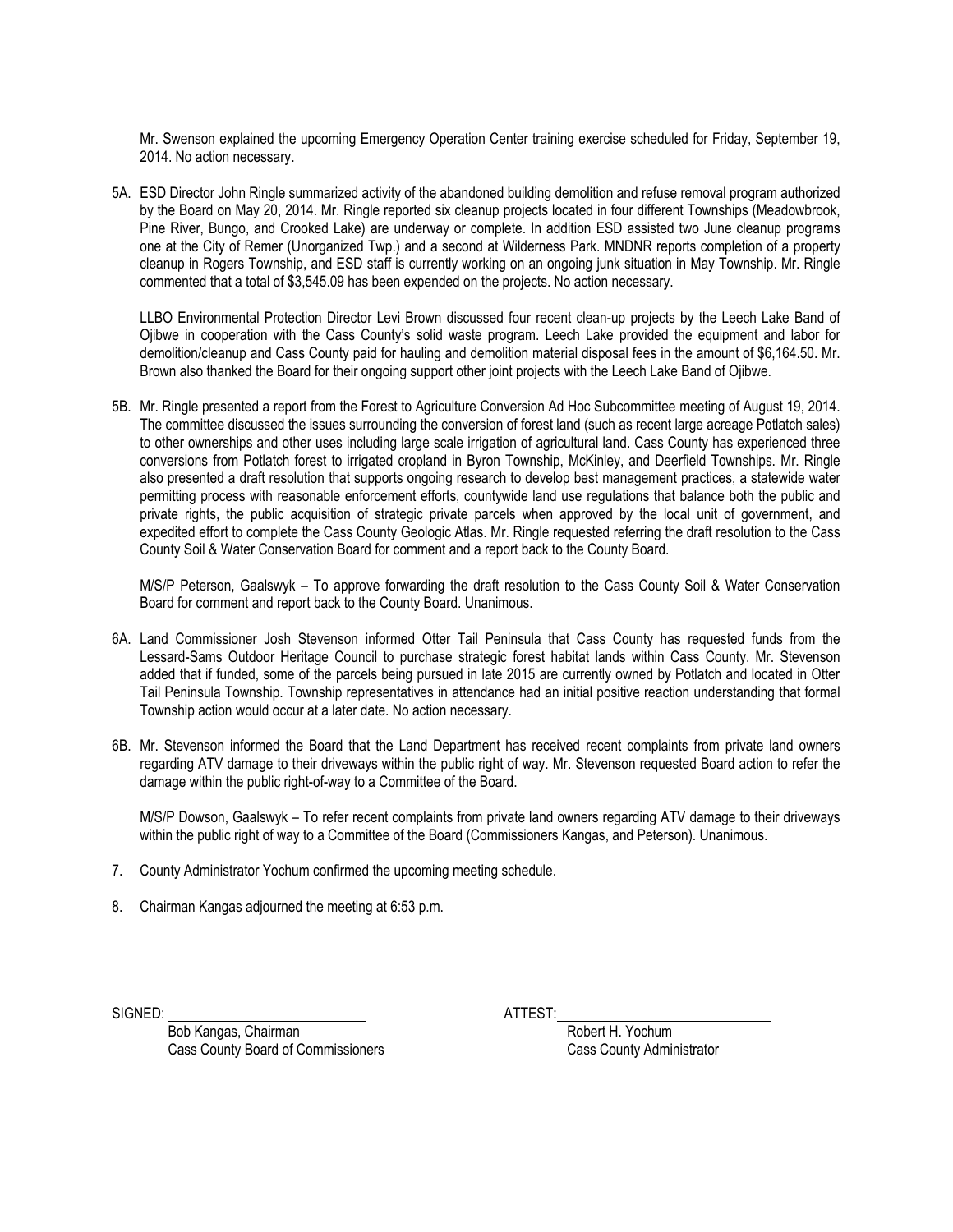Mr. Swenson explained the upcoming Emergency Operation Center training exercise scheduled for Friday, September 19, 2014. No action necessary.

5A. ESD Director John Ringle summarized activity of the abandoned building demolition and refuse removal program authorized by the Board on May 20, 2014. Mr. Ringle reported six cleanup projects located in four different Townships (Meadowbrook, Pine River, Bungo, and Crooked Lake) are underway or complete. In addition ESD assisted two June cleanup programs one at the City of Remer (Unorganized Twp.) and a second at Wilderness Park. MNDNR reports completion of a property cleanup in Rogers Township, and ESD staff is currently working on an ongoing junk situation in May Township. Mr. Ringle commented that a total of $3,545.09 has been expended on the projects. No action necessary.

LLBO Environmental Protection Director Levi Brown discussed four recent clean-up projects by the Leech Lake Band of Ojibwe in cooperation with the Cass County's solid waste program. Leech Lake provided the equipment and labor for demolition/cleanup and Cass County paid for hauling and demolition material disposal fees in the amount of $6,164.50. Mr. Brown also thanked the Board for their ongoing support other joint projects with the Leech Lake Band of Ojibwe.

5B. Mr. Ringle presented a report from the Forest to Agriculture Conversion Ad Hoc Subcommittee meeting of August 19, 2014. The committee discussed the issues surrounding the conversion of forest land (such as recent large acreage Potlatch sales) to other ownerships and other uses including large scale irrigation of agricultural land. Cass County has experienced three conversions from Potlatch forest to irrigated cropland in Byron Township, McKinley, and Deerfield Townships. Mr. Ringle also presented a draft resolution that supports ongoing research to develop best management practices, a statewide water permitting process with reasonable enforcement efforts, countywide land use regulations that balance both the public and private rights, the public acquisition of strategic private parcels when approved by the local unit of government, and expedited effort to complete the Cass County Geologic Atlas. Mr. Ringle requested referring the draft resolution to the Cass County Soil & Water Conservation Board for comment and a report back to the County Board.

M/S/P Peterson, Gaalswyk – To approve forwarding the draft resolution to the Cass County Soil & Water Conservation Board for comment and report back to the County Board. Unanimous.

6A. Land Commissioner Josh Stevenson informed Otter Tail Peninsula that Cass County has requested funds from the Lessard-Sams Outdoor Heritage Council to purchase strategic forest habitat lands within Cass County. Mr. Stevenson added that if funded, some of the parcels being pursued in late 2015 are currently owned by Potlatch and located in Otter Tail Peninsula Township. Township representatives in attendance had an initial positive reaction understanding that formal Township action would occur at a later date. No action necessary.

6B. Mr. Stevenson informed the Board that the Land Department has received recent complaints from private land owners regarding ATV damage to their driveways within the public right of way. Mr. Stevenson requested Board action to refer the damage within the public right-of-way to a Committee of the Board.

M/S/P Dowson, Gaalswyk – To refer recent complaints from private land owners regarding ATV damage to their driveways within the public right of way to a Committee of the Board (Commissioners Kangas, and Peterson). Unanimous.

7. County Administrator Yochum confirmed the upcoming meeting schedule.

8. Chairman Kangas adjourned the meeting at 6:53 p.m.

SIGNED: \_\_\_\_\_\_\_\_\_\_\_\_\_\_\_\_\_\_\_\_\_\_\_\_\_\_\_
Bob Kangas, Chairman
Cass County Board of Commissioners

ATTEST: \_\_\_\_\_\_\_\_\_\_\_\_\_\_\_\_\_\_\_\_\_\_\_\_\_\_\_
Robert H. Yochum
Cass County Administrator